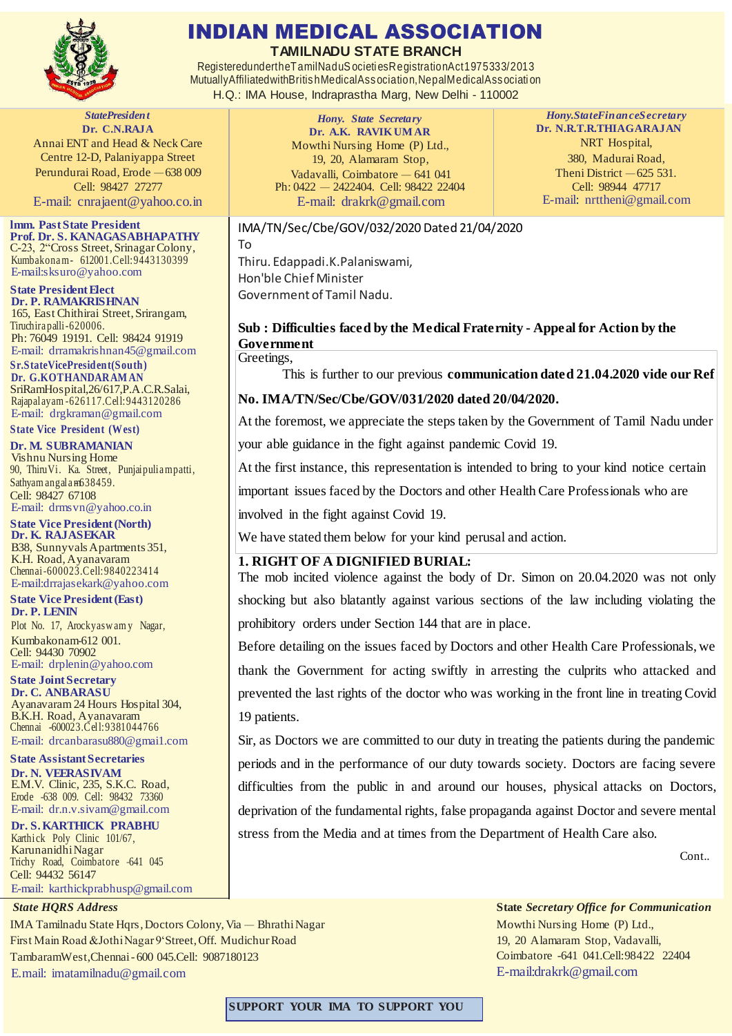# INDIAN MEDICAL ASSOCIATION

**TAMILNADU STATE BRANCH**

RegisteredundertheTamilNaduSocietiesRegistrationAct1975333/2013
MutuallyAffiliatedwithBritishMedicalAssociation,NepalMedicalAssociation
H.Q.: IMA House, Indraprastha Marg, New Delhi - 110002

***StatePresident***
**Dr. C.N.RAJA**
Annai ENT and Head & Neck Care Centre 12-D, Palaniyappa Street
Perundurai Road, Erode — 638 009
Cell: 98427 27277
E-mail: cnrajaent@yahoo.co.in

***Hony. State Secretary***
**Dr. A.K. RAVIKUMAR**
Mowthi Nursing Home (P) Ltd.,
19, 20, Alamaram Stop,
Vadavalli, Coimbatore — 641 041
Ph: 0422 — 2422404. Cell: 98422 22404
E-mail: drakrk@gmail.com

***Hony.StateFinanceSecretary***
**Dr. N.R.T.R.THIAGARAJAN**
NRT Hospital,
380, Madurai Road,
Theni District — 625 531.
Cell: 98944 47717
E-mail: nrttheni@gmail.com

**Imm. Past State President**
**Prof. Dr. S. KANAGASABHAPATHY**
C-23, 2ⁿᵈCross Street, Srinagar Colony,
Kumbakonam- 612001.Cell:9443130399
E-mail:sksuro@yahoo.com

**State President Elect**
**Dr. P. RAMAKRISHNAN**
165, East Chithirai Street, Srirangam,
Tiruchirapalli-620006.
Ph: 76049 19191. Cell: 98424 91919
E-mail: drramakrishnan45@gmail.com

**Sr.StateVicePresident(South)**
**Dr. G.KOTHANDARAMAN**
SriRamHospital,26/617,P.A.C.R.Salai,
Rajapalayam-626117.Cell:9443120286
E-mail: drgkraman@gmail.com

**State Vice President (West)**
**Dr. M. SUBRAMANIAN**
Vishnu Nursing Home
90, ThiruVi. Ka. Street, Punjaipuliampatti,
Sathyamangalam-638459.
Cell: 98427 67108
E-mail: drmsvn@yahoo.co.in

**State Vice President (North)**
**Dr. K. RAJASEKAR**
B38, Sunnyvals Apartments 351,
K.H. Road, Ayanavaram
Chennai-600023.Cell:9840223414
E-mail:drrajasekark@yahoo.com

**State Vice President (East)**
**Dr. P. LENIN**
Plot No. 17, Arockyaswamy Nagar,
Kumbakonam-612 001.
Cell: 94430 70902
E-mail: drplenin@yahoo.com

**State Joint Secretary**
**Dr. C. ANBARASU**
Ayanavaram 24 Hours Hospital 304,
B.K.H. Road, Ayanavaram
Chennai -600023.Cell:9381044766
E-mail: drcanbarasu880@gmai1.com

**State Assistant Secretaries**
**Dr. N. VEERASIVAM**
E.M.V. Clinic, 235, S.K.C. Road,
Erode -638 009. Cell: 98432 73360
E-mail: dr.n.v.sivam@gmail.com

**Dr. S. KARTHICK PRABHU**
Karthick Poly Clinic 101/67,
KarunanidhiNagar
Trichy Road, Coimbatore -641 045
Cell: 94432 56147
E-mail: karthickprabhusp@gmail.com

IMA/TN/Sec/Cbe/GOV/032/2020 Dated 21/04/2020

To
Thiru. Edappadi.K.Palaniswami,
Hon'ble Chief Minister
Government of Tamil Nadu.

**Sub : Difficulties faced by the Medical Fraternity - Appeal for Action by the Government**

Greetings,

This is further to our previous **communication dated 21.04.2020 vide our Ref No. IMA/TN/Sec/Cbe/GOV/031/2020 dated 20/04/2020.**

At the foremost, we appreciate the steps taken by the Government of Tamil Nadu under your able guidance in the fight against pandemic Covid 19.

At the first instance, this representation is intended to bring to your kind notice certain important issues faced by the Doctors and other Health Care Professionals who are involved in the fight against Covid 19.

We have stated them below for your kind perusal and action.

**1. RIGHT OF A DIGNIFIED BURIAL:**

The mob incited violence against the body of Dr. Simon on 20.04.2020 was not only shocking but also blatantly against various sections of the law including violating the prohibitory orders under Section 144 that are in place.

Before detailing on the issues faced by Doctors and other Health Care Professionals, we thank the Government for acting swiftly in arresting the culprits who attacked and prevented the last rights of the doctor who was working in the front line in treating Covid 19 patients.

Sir, as Doctors we are committed to our duty in treating the patients during the pandemic periods and in the performance of our duty towards society. Doctors are facing severe difficulties from the public in and around our houses, physical attacks on Doctors, deprivation of the fundamental rights, false propaganda against Doctor and severe mental stress from the Media and at times from the Department of Health Care also.

Cont..

***State HQRS Address***
IMA Tamilnadu State Hqrs, Doctors Colony, Via — Bhrathi Nagar
First Main Road &JothiNagar 9ᵗʰStreet, Off. Mudichur Road
TambaramWest,Chennai - 600 045.Cell: 9087180123
E.mail: imatamilnadu@gmail.com

**State *Secretary Office for Communication***
Mowthi Nursing Home (P) Ltd.,
19, 20 Alamaram Stop, Vadavalli,
Coimbatore -641 041.Cell:98422 22404
E-mail:drakrk@gmail.com

**SUPPORT YOUR IMA TO SUPPORT YOU**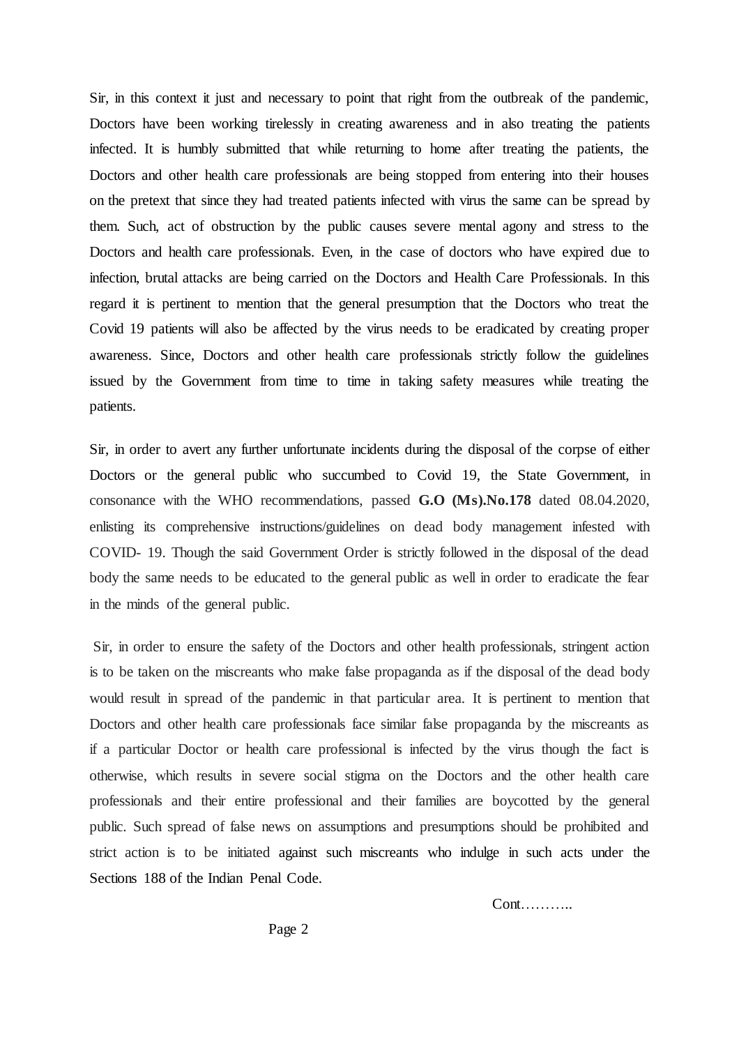Sir, in this context it just and necessary to point that right from the outbreak of the pandemic, Doctors have been working tirelessly in creating awareness and in also treating the patients infected. It is humbly submitted that while returning to home after treating the patients, the Doctors and other health care professionals are being stopped from entering into their houses on the pretext that since they had treated patients infected with virus the same can be spread by them. Such, act of obstruction by the public causes severe mental agony and stress to the Doctors and health care professionals. Even, in the case of doctors who have expired due to infection, brutal attacks are being carried on the Doctors and Health Care Professionals. In this regard it is pertinent to mention that the general presumption that the Doctors who treat the Covid 19 patients will also be affected by the virus needs to be eradicated by creating proper awareness. Since, Doctors and other health care professionals strictly follow the guidelines issued by the Government from time to time in taking safety measures while treating the patients.

Sir, in order to avert any further unfortunate incidents during the disposal of the corpse of either Doctors or the general public who succumbed to Covid 19, the State Government, in consonance with the WHO recommendations, passed **G.O (Ms).No.178** dated 08.04.2020, enlisting its comprehensive instructions/guidelines on dead body management infested with COVID- 19. Though the said Government Order is strictly followed in the disposal of the dead body the same needs to be educated to the general public as well in order to eradicate the fear in the minds of the general public.

Sir, in order to ensure the safety of the Doctors and other health professionals, stringent action is to be taken on the miscreants who make false propaganda as if the disposal of the dead body would result in spread of the pandemic in that particular area. It is pertinent to mention that Doctors and other health care professionals face similar false propaganda by the miscreants as if a particular Doctor or health care professional is infected by the virus though the fact is otherwise, which results in severe social stigma on the Doctors and the other health care professionals and their entire professional and their families are boycotted by the general public. Such spread of false news on assumptions and presumptions should be prohibited and strict action is to be initiated against such miscreants who indulge in such acts under the Sections 188 of the Indian Penal Code.

Cont………..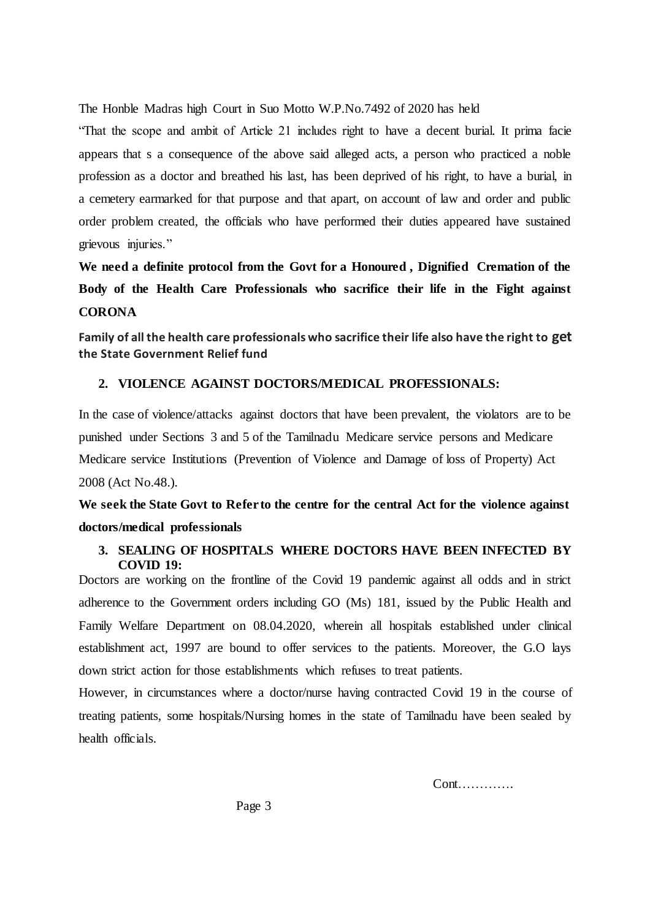The Honble Madras high Court in Suo Motto W.P.No.7492 of 2020 has held

"That the scope and ambit of Article 21 includes right to have a decent burial. It prima facie appears that s a consequence of the above said alleged acts, a person who practiced a noble profession as a doctor and breathed his last, has been deprived of his right, to have a burial, in a cemetery earmarked for that purpose and that apart, on account of law and order and public order problem created, the officials who have performed their duties appeared have sustained grievous injuries."

**We need a definite protocol from the Govt for a Honoured , Dignified Cremation of the Body of the Health Care Professionals who sacrifice their life in the Fight against CORONA**

**Family of all the health care professionals who sacrifice their life also have the right to get the State Government Relief fund**

2. **VIOLENCE AGAINST DOCTORS/MEDICAL PROFESSIONALS:**

In the case of violence/attacks against doctors that have been prevalent, the violators are to be punished under Sections 3 and 5 of the Tamilnadu Medicare service persons and Medicare Medicare service Institutions (Prevention of Violence and Damage of loss of Property) Act 2008 (Act No.48.).

**We seek the State Govt to Refer to the centre for the central Act for the violence against doctors/medical professionals**

3. **SEALING OF HOSPITALS WHERE DOCTORS HAVE BEEN INFECTED BY COVID 19:**

Doctors are working on the frontline of the Covid 19 pandemic against all odds and in strict adherence to the Government orders including GO (Ms) 181, issued by the Public Health and Family Welfare Department on 08.04.2020, wherein all hospitals established under clinical establishment act, 1997 are bound to offer services to the patients. Moreover, the G.O lays down strict action for those establishments which refuses to treat patients.

However, in circumstances where a doctor/nurse having contracted Covid 19 in the course of treating patients, some hospitals/Nursing homes in the state of Tamilnadu have been sealed by health officials.

Cont………….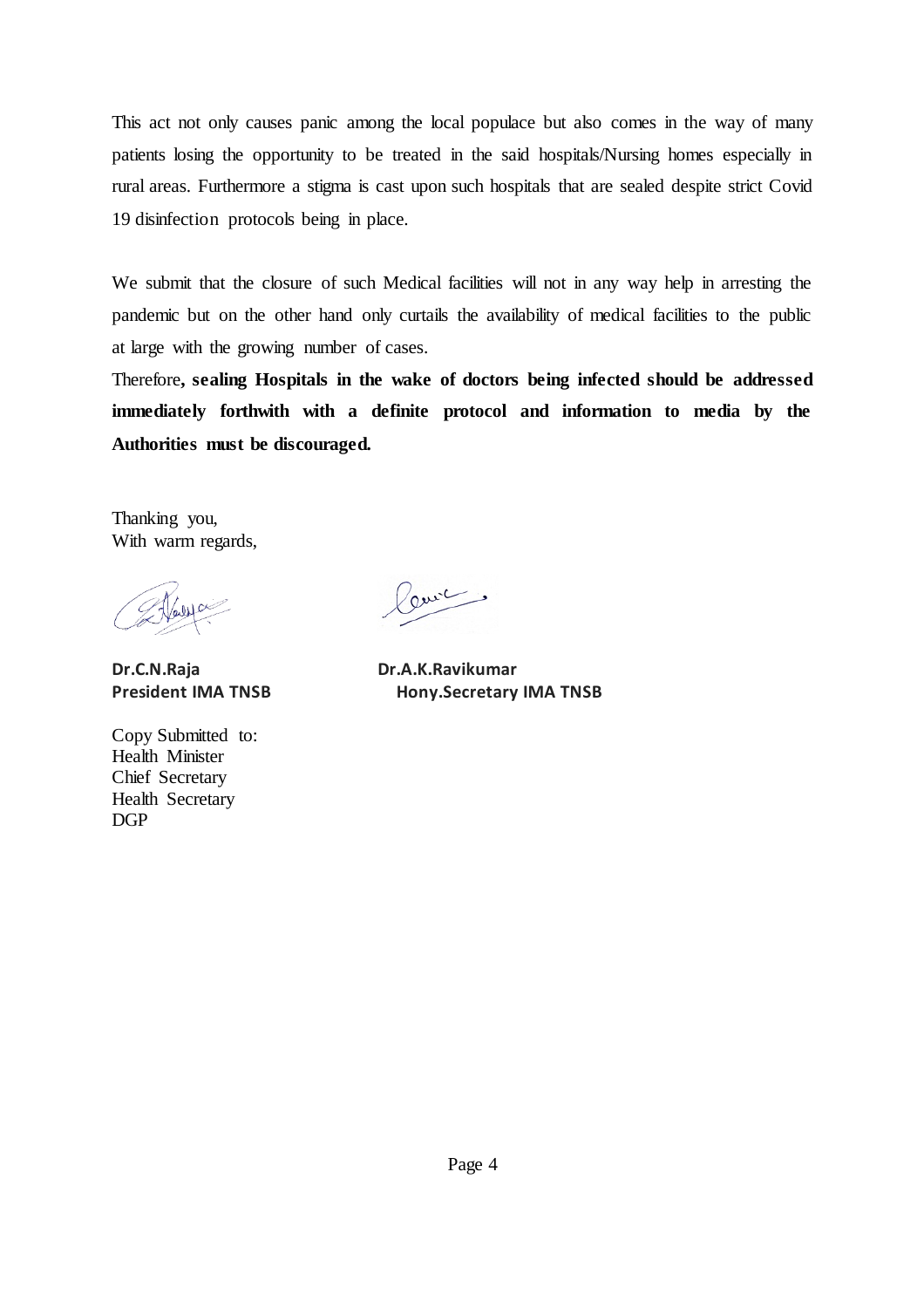This act not only causes panic among the local populace but also comes in the way of many patients losing the opportunity to be treated in the said hospitals/Nursing homes especially in rural areas. Furthermore a stigma is cast upon such hospitals that are sealed despite strict Covid 19 disinfection protocols being in place.

We submit that the closure of such Medical facilities will not in any way help in arresting the pandemic but on the other hand only curtails the availability of medical facilities to the public at large with the growing number of cases.

Therefore**, sealing Hospitals in the wake of doctors being infected should be addressed immediately forthwith with a definite protocol and information to media by the Authorities must be discouraged.**

Thanking you,
With warm regards,

**Dr.C.N.Raja**
**President IMA TNSB**

**Dr.A.K.Ravikumar**
**Hony.Secretary IMA TNSB**

Copy Submitted to:
Health Minister
Chief Secretary
Health Secretary
DGP